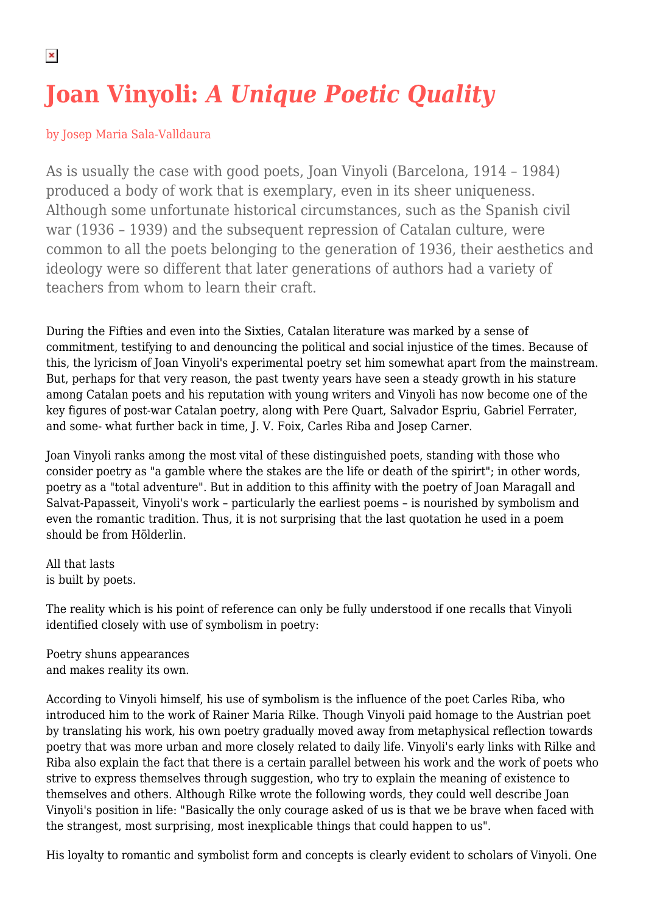# Joan Vinyoli: *A Unique Poetic Quality*

by Josep Maria Sala-Valldaura

As is usually the case with good poets, Joan Vinyoli (Barcelona, 1914 – 1984) produced a body of work that is exemplary, even in its sheer uniqueness. Although some unfortunate historical circumstances, such as the Spanish civil war (1936 – 1939) and the subsequent repression of Catalan culture, were common to all the poets belonging to the generation of 1936, their aesthetics and ideology were so different that later generations of authors had a variety of teachers from whom to learn their craft.

During the Fifties and even into the Sixties, Catalan literature was marked by a sense of commitment, testifying to and denouncing the political and social injustice of the times. Because of this, the lyricism of Joan Vinyoli's experimental poetry set him somewhat apart from the mainstream. But, perhaps for that very reason, the past twenty years have seen a steady growth in his stature among Catalan poets and his reputation with young writers and Vinyoli has now become one of the key figures of post-war Catalan poetry, along with Pere Quart, Salvador Espriu, Gabriel Ferrater, and some- what further back in time, J. V. Foix, Carles Riba and Josep Carner.

Joan Vinyoli ranks among the most vital of these distinguished poets, standing with those who consider poetry as "a gamble where the stakes are the life or death of the spirirt"; in other words, poetry as a "total adventure". But in addition to this affinity with the poetry of Joan Maragall and Salvat-Papasseit, Vinyoli's work – particularly the earliest poems – is nourished by symbolism and even the romantic tradition. Thus, it is not surprising that the last quotation he used in a poem should be from Hölderlin.

All that lasts  
is built by poets.

The reality which is his point of reference can only be fully understood if one recalls that Vinyoli identified closely with use of symbolism in poetry:

Poetry shuns appearances  
and makes reality its own.

According to Vinyoli himself, his use of symbolism is the influence of the poet Carles Riba, who introduced him to the work of Rainer Maria Rilke. Though Vinyoli paid homage to the Austrian poet by translating his work, his own poetry gradually moved away from metaphysical reflection towards poetry that was more urban and more closely related to daily life. Vinyoli's early links with Rilke and Riba also explain the fact that there is a certain parallel between his work and the work of poets who strive to express themselves through suggestion, who try to explain the meaning of existence to themselves and others. Although Rilke wrote the following words, they could well describe Joan Vinyoli's position in life: "Basically the only courage asked of us is that we be brave when faced with the strangest, most surprising, most inexplicable things that could happen to us".

His loyalty to romantic and symbolist form and concepts is clearly evident to scholars of Vinyoli. One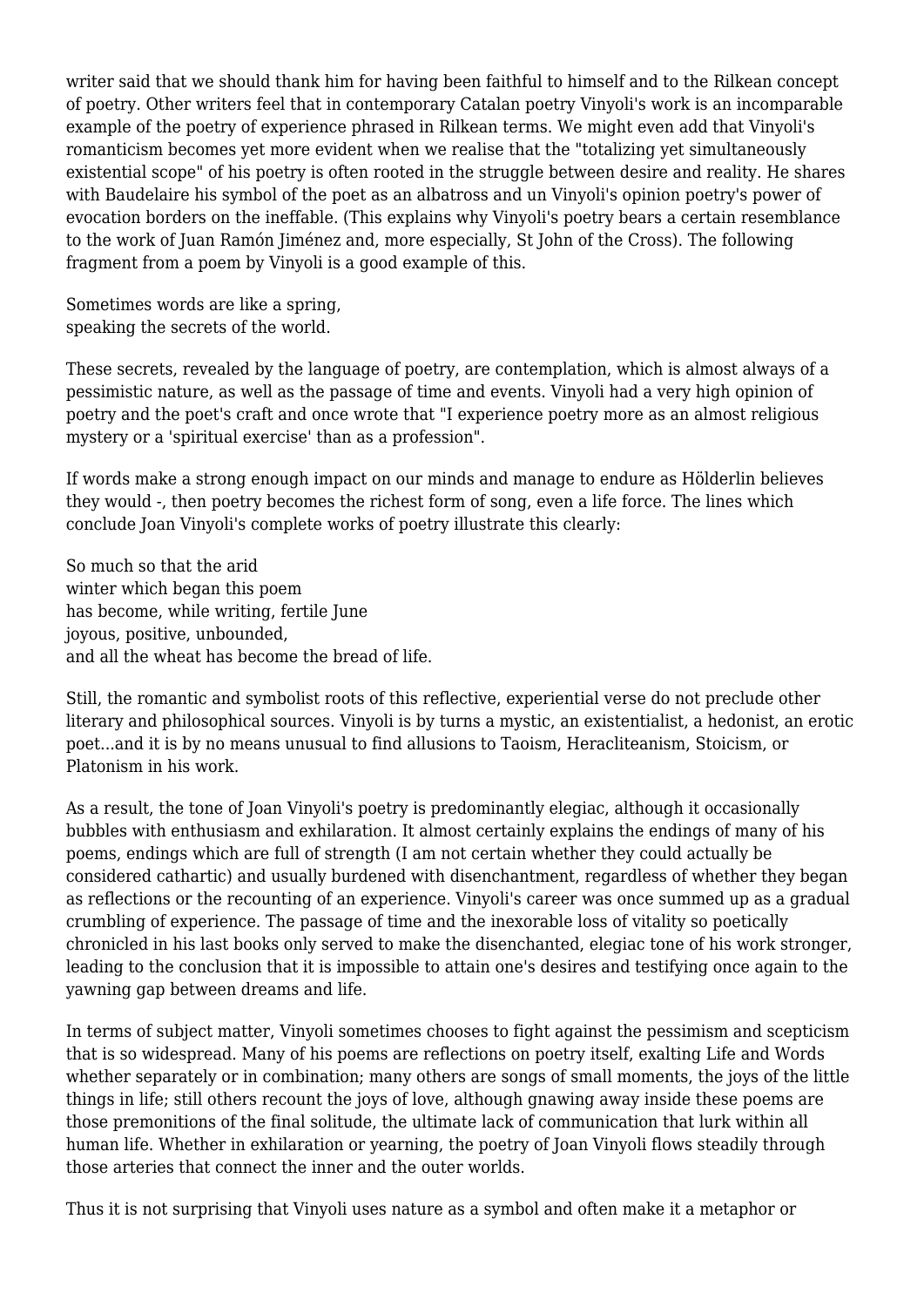writer said that we should thank him for having been faithful to himself and to the Rilkean concept of poetry. Other writers feel that in contemporary Catalan poetry Vinyoli's work is an incomparable example of the poetry of experience phrased in Rilkean terms. We might even add that Vinyoli's romanticism becomes yet more evident when we realise that the "totalizing yet simultaneously existential scope" of his poetry is often rooted in the struggle between desire and reality. He shares with Baudelaire his symbol of the poet as an albatross and un Vinyoli's opinion poetry's power of evocation borders on the ineffable. (This explains why Vinyoli's poetry bears a certain resemblance to the work of Juan Ramón Jiménez and, more especially, St John of the Cross). The following fragment from a poem by Vinyoli is a good example of this.

Sometimes words are like a spring,  
speaking the secrets of the world.

These secrets, revealed by the language of poetry, are contemplation, which is almost always of a pessimistic nature, as well as the passage of time and events. Vinyoli had a very high opinion of poetry and the poet's craft and once wrote that "I experience poetry more as an almost religious mystery or a 'spiritual exercise' than as a profession".

If words make a strong enough impact on our minds and manage to endure as Hölderlin believes they would -, then poetry becomes the richest form of song, even a life force. The lines which conclude Joan Vinyoli's complete works of poetry illustrate this clearly:

So much so that the arid  
winter which began this poem  
has become, while writing, fertile June  
joyous, positive, unbounded,  
and all the wheat has become the bread of life.

Still, the romantic and symbolist roots of this reflective, experiential verse do not preclude other literary and philosophical sources. Vinyoli is by turns a mystic, an existentialist, a hedonist, an erotic poet...and it is by no means unusual to find allusions to Taoism, Heracliteanism, Stoicism, or Platonism in his work.

As a result, the tone of Joan Vinyoli's poetry is predominantly elegiac, although it occasionally bubbles with enthusiasm and exhilaration. It almost certainly explains the endings of many of his poems, endings which are full of strength (I am not certain whether they could actually be considered cathartic) and usually burdened with disenchantment, regardless of whether they began as reflections or the recounting of an experience. Vinyoli's career was once summed up as a gradual crumbling of experience. The passage of time and the inexorable loss of vitality so poetically chronicled in his last books only served to make the disenchanted, elegiac tone of his work stronger, leading to the conclusion that it is impossible to attain one's desires and testifying once again to the yawning gap between dreams and life.

In terms of subject matter, Vinyoli sometimes chooses to fight against the pessimism and scepticism that is so widespread. Many of his poems are reflections on poetry itself, exalting Life and Words whether separately or in combination; many others are songs of small moments, the joys of the little things in life; still others recount the joys of love, although gnawing away inside these poems are those premonitions of the final solitude, the ultimate lack of communication that lurk within all human life. Whether in exhilaration or yearning, the poetry of Joan Vinyoli flows steadily through those arteries that connect the inner and the outer worlds.

Thus it is not surprising that Vinyoli uses nature as a symbol and often make it a metaphor or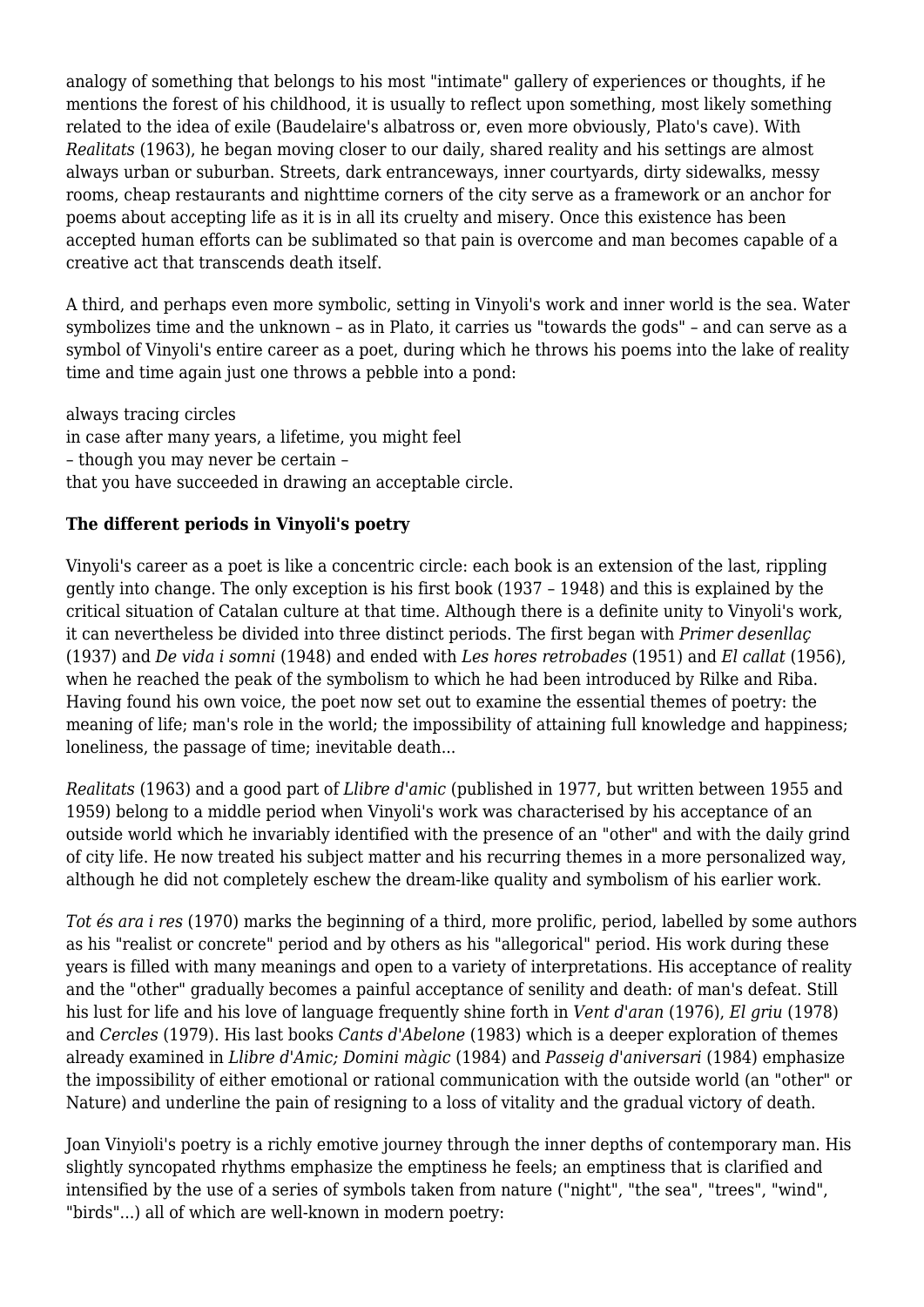analogy of something that belongs to his most "intimate" gallery of experiences or thoughts, if he mentions the forest of his childhood, it is usually to reflect upon something, most likely something related to the idea of exile (Baudelaire's albatross or, even more obviously, Plato's cave). With *Realitats* (1963), he began moving closer to our daily, shared reality and his settings are almost always urban or suburban. Streets, dark entranceways, inner courtyards, dirty sidewalks, messy rooms, cheap restaurants and nighttime corners of the city serve as a framework or an anchor for poems about accepting life as it is in all its cruelty and misery. Once this existence has been accepted human efforts can be sublimated so that pain is overcome and man becomes capable of a creative act that transcends death itself.

A third, and perhaps even more symbolic, setting in Vinyoli's work and inner world is the sea. Water symbolizes time and the unknown – as in Plato, it carries us "towards the gods" – and can serve as a symbol of Vinyoli's entire career as a poet, during which he throws his poems into the lake of reality time and time again just one throws a pebble into a pond:

always tracing circles
in case after many years, a lifetime, you might feel
– though you may never be certain –
that you have succeeded in drawing an acceptable circle.

**The different periods in Vinyoli's poetry**

Vinyoli's career as a poet is like a concentric circle: each book is an extension of the last, rippling gently into change. The only exception is his first book (1937 – 1948) and this is explained by the critical situation of Catalan culture at that time. Although there is a definite unity to Vinyoli's work, it can nevertheless be divided into three distinct periods. The first began with *Primer desenllaç* (1937) and *De vida i somni* (1948) and ended with *Les hores retrobades* (1951) and *El callat* (1956), when he reached the peak of the symbolism to which he had been introduced by Rilke and Riba. Having found his own voice, the poet now set out to examine the essential themes of poetry: the meaning of life; man's role in the world; the impossibility of attaining full knowledge and happiness; loneliness, the passage of time; inevitable death...

*Realitats* (1963) and a good part of *Llibre d'amic* (published in 1977, but written between 1955 and 1959) belong to a middle period when Vinyoli's work was characterised by his acceptance of an outside world which he invariably identified with the presence of an "other" and with the daily grind of city life. He now treated his subject matter and his recurring themes in a more personalized way, although he did not completely eschew the dream-like quality and symbolism of his earlier work.

*Tot és ara i res* (1970) marks the beginning of a third, more prolific, period, labelled by some authors as his "realist or concrete" period and by others as his "allegorical" period. His work during these years is filled with many meanings and open to a variety of interpretations. His acceptance of reality and the "other" gradually becomes a painful acceptance of senility and death: of man's defeat. Still his lust for life and his love of language frequently shine forth in *Vent d'aran* (1976), *El griu* (1978) and *Cercles* (1979). His last books *Cants d'Abelone* (1983) which is a deeper exploration of themes already examined in *Llibre d'Amic; Domini màgic* (1984) and *Passeig d'aniversari* (1984) emphasize the impossibility of either emotional or rational communication with the outside world (an "other" or Nature) and underline the pain of resigning to a loss of vitality and the gradual victory of death.

Joan Vinyioli's poetry is a richly emotive journey through the inner depths of contemporary man. His slightly syncopated rhythms emphasize the emptiness he feels; an emptiness that is clarified and intensified by the use of a series of symbols taken from nature ("night", "the sea", "trees", "wind", "birds"...) all of which are well-known in modern poetry: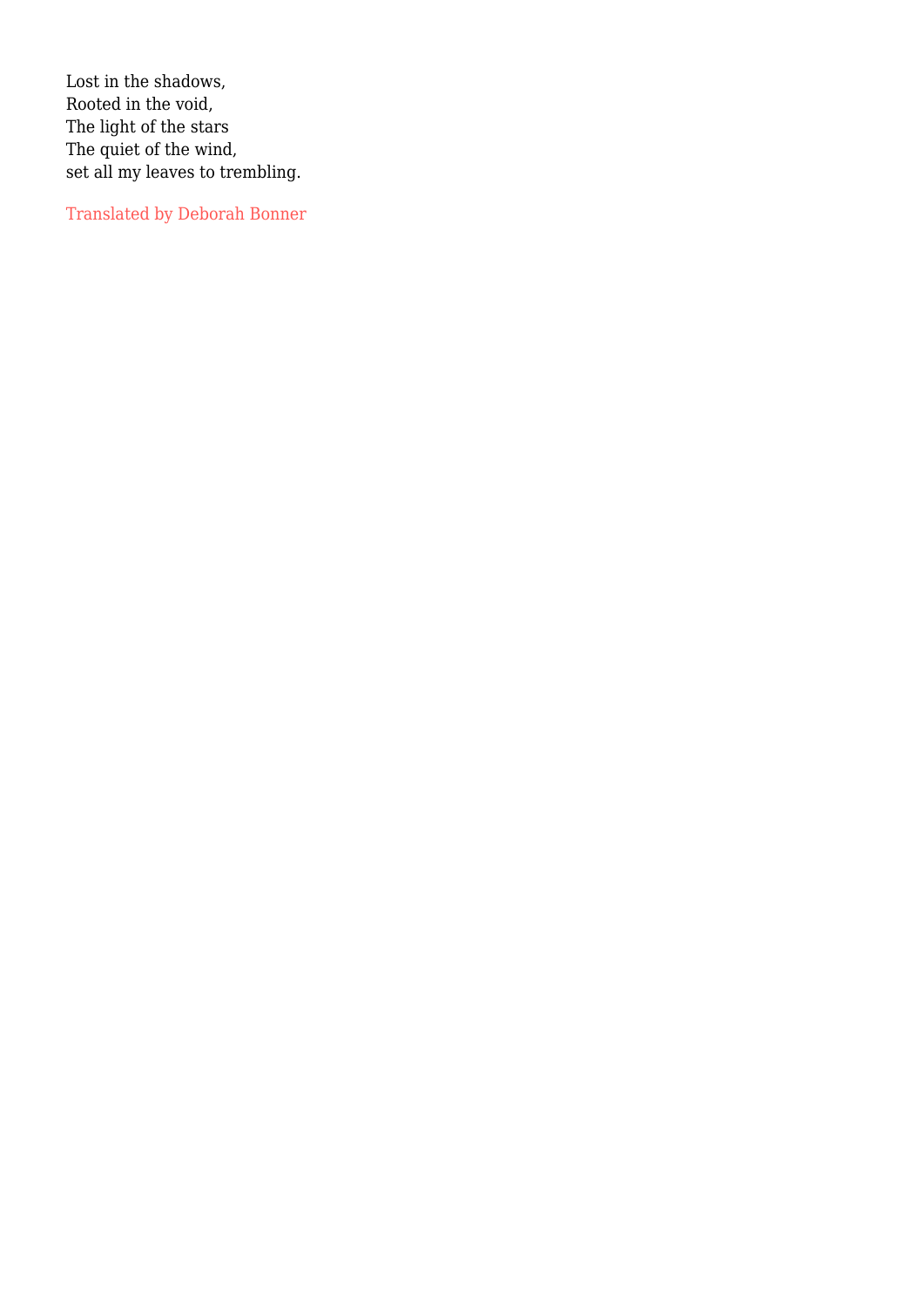Lost in the shadows,  
Rooted in the void,  
The light of the stars  
The quiet of the wind,  
set all my leaves to trembling.

Translated by Deborah Bonner